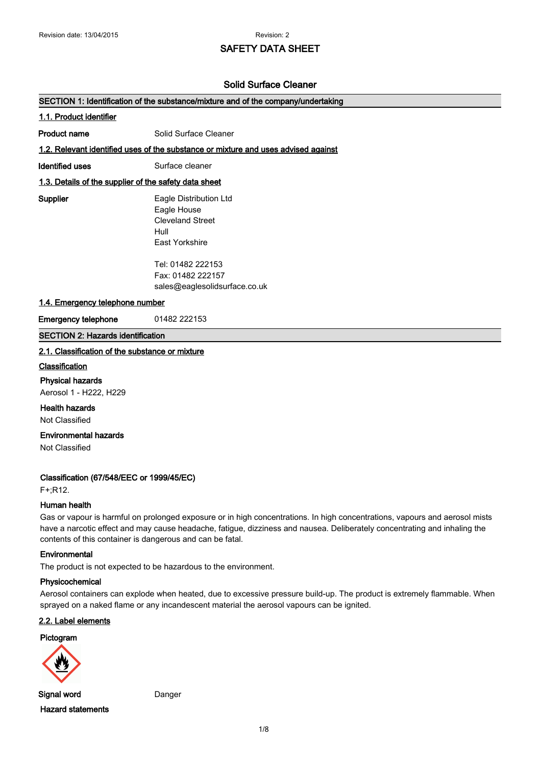# SAFETY DATA SHEET

## Solid Surface Cleaner

### SECTION 1: Identification of the substance/mixture and of the company/undertaking

**1.1. Product identifier**

**Product name** Solid Surface Cleaner

**1.2. Relevant identified uses of the substance or mixture and uses advised against**

**Identified uses** Surface cleaner

**1.3. Details of the supplier of the safety data sheet**

**Supplier**
Eagle Distribution Ltd
Eagle House
Cleveland Street
Hull
East Yorkshire

Tel: 01482 222153
Fax: 01482 222157
sales@eaglesolidsurface.co.uk

**1.4. Emergency telephone number**

**Emergency telephone** 01482 222153

### SECTION 2: Hazards identification

**2.1. Classification of the substance or mixture**

**Classification**

**Physical hazards**
Aerosol 1 - H222, H229

**Health hazards**
Not Classified

**Environmental hazards**
Not Classified

**Classification (67/548/EEC or 1999/45/EC)**
F+;R12.

**Human health**
Gas or vapour is harmful on prolonged exposure or in high concentrations. In high concentrations, vapours and aerosol mists have a narcotic effect and may cause headache, fatigue, dizziness and nausea. Deliberately concentrating and inhaling the contents of this container is dangerous and can be fatal.

**Environmental**
The product is not expected to be hazardous to the environment.

**Physicochemical**
Aerosol containers can explode when heated, due to excessive pressure build-up. The product is extremely flammable. When sprayed on a naked flame or any incandescent material the aerosol vapours can be ignited.

**2.2. Label elements**

**Pictogram**

**Signal word** Danger

**Hazard statements**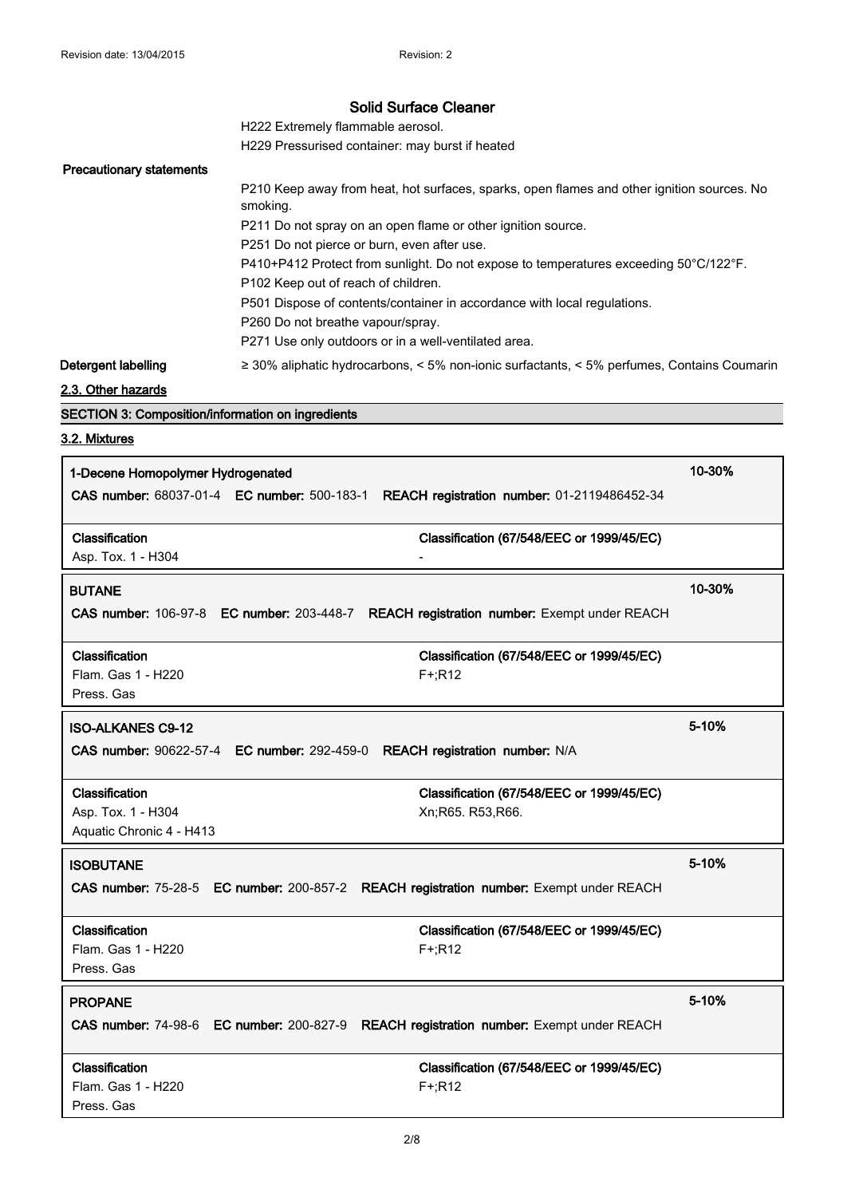# Solid Surface Cleaner

H222 Extremely flammable aerosol.

H229 Pressurised container: may burst if heated

**Precautionary statements**

P210 Keep away from heat, hot surfaces, sparks, open flames and other ignition sources. No smoking.

P211 Do not spray on an open flame or other ignition source.

P251 Do not pierce or burn, even after use.

P410+P412 Protect from sunlight. Do not expose to temperatures exceeding 50°C/122°F.

P102 Keep out of reach of children.

P501 Dispose of contents/container in accordance with local regulations.

P260 Do not breathe vapour/spray.

P271 Use only outdoors or in a well-ventilated area.

**Detergent labelling** ≥ 30% aliphatic hydrocarbons, < 5% non-ionic surfactants, < 5% perfumes, Contains Coumarin

## 2.3. Other hazards

## SECTION 3: Composition/information on ingredients

## 3.2. Mixtures

| 1-Decene Homopolymer Hydrogenated | | 10-30% |
|---|---|---|
| **CAS number:** 68037-01-4 **EC number:** 500-183-1 | **REACH registration number:** 01-2119486452-34 | |
| **Classification** | **Classification (67/548/EEC or 1999/45/EC)** | |
| Asp. Tox. 1 - H304 | - | |

| BUTANE | | 10-30% |
|---|---|---|
| **CAS number:** 106-97-8 **EC number:** 203-448-7 | **REACH registration number:** Exempt under REACH | |
| **Classification** | **Classification (67/548/EEC or 1999/45/EC)** | |
| Flam. Gas 1 - H220<br>Press. Gas | F+;R12 | |

| ISO-ALKANES C9-12 | | 5-10% |
|---|---|---|
| **CAS number:** 90622-57-4 **EC number:** 292-459-0 | **REACH registration number:** N/A | |
| **Classification** | **Classification (67/548/EEC or 1999/45/EC)** | |
| Asp. Tox. 1 - H304<br>Aquatic Chronic 4 - H413 | Xn;R65. R53,R66. | |

| ISOBUTANE | | 5-10% |
|---|---|---|
| **CAS number:** 75-28-5 **EC number:** 200-857-2 | **REACH registration number:** Exempt under REACH | |
| **Classification** | **Classification (67/548/EEC or 1999/45/EC)** | |
| Flam. Gas 1 - H220<br>Press. Gas | F+;R12 | |

| PROPANE | | 5-10% |
|---|---|---|
| **CAS number:** 74-98-6 **EC number:** 200-827-9 | **REACH registration number:** Exempt under REACH | |
| **Classification** | **Classification (67/548/EEC or 1999/45/EC)** | |
| Flam. Gas 1 - H220<br>Press. Gas | F+;R12 | |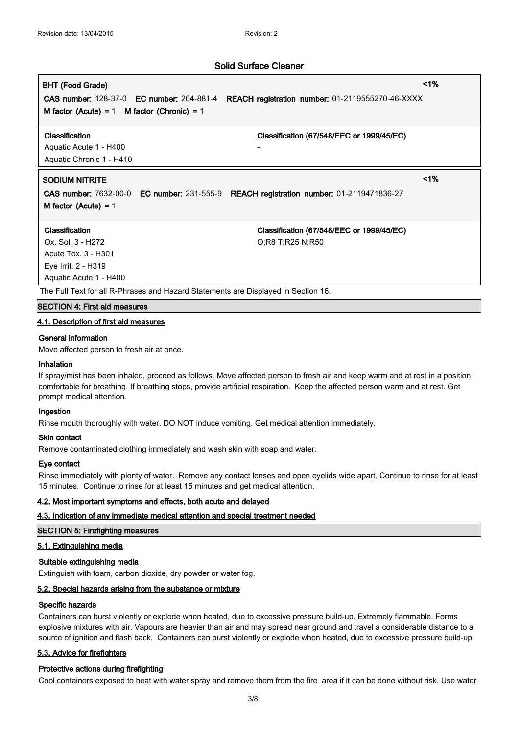## Solid Surface Cleaner

| **BHT (Food Grade)** | **<1%** |
|---|---|
| **CAS number:** 128-37-0 **EC number:** 204-881-4 **REACH registration number:** 01-2119555270-46-XXXX<br>**M factor (Acute)** = 1 **M factor (Chronic)** = 1 | |
| **Classification**<br>Aquatic Acute 1 - H400<br>Aquatic Chronic 1 - H410 | **Classification (67/548/EEC or 1999/45/EC)**<br>- |

| **SODIUM NITRITE** | **<1%** |
|---|---|
| **CAS number:** 7632-00-0 **EC number:** 231-555-9 **REACH registration number:** 01-2119471836-27<br>**M factor (Acute)** = 1 | |
| **Classification**<br>Ox. Sol. 3 - H272<br>Acute Tox. 3 - H301<br>Eye Irrit. 2 - H319<br>Aquatic Acute 1 - H400 | **Classification (67/548/EEC or 1999/45/EC)**<br>O;R8 T;R25 N;R50 |

The Full Text for all R-Phrases and Hazard Statements are Displayed in Section 16.

## SECTION 4: First aid measures

### 4.1. Description of first aid measures

**General information**

Move affected person to fresh air at once.

**Inhalation**

If spray/mist has been inhaled, proceed as follows. Move affected person to fresh air and keep warm and at rest in a position comfortable for breathing. If breathing stops, provide artificial respiration. Keep the affected person warm and at rest. Get prompt medical attention.

**Ingestion**

Rinse mouth thoroughly with water. DO NOT induce vomiting. Get medical attention immediately.

**Skin contact**

Remove contaminated clothing immediately and wash skin with soap and water.

**Eye contact**

Rinse immediately with plenty of water. Remove any contact lenses and open eyelids wide apart. Continue to rinse for at least 15 minutes. Continue to rinse for at least 15 minutes and get medical attention.

### 4.2. Most important symptoms and effects, both acute and delayed

### 4.3. Indication of any immediate medical attention and special treatment needed

## SECTION 5: Firefighting measures

### 5.1. Extinguishing media

**Suitable extinguishing media**

Extinguish with foam, carbon dioxide, dry powder or water fog.

### 5.2. Special hazards arising from the substance or mixture

**Specific hazards**

Containers can burst violently or explode when heated, due to excessive pressure build-up. Extremely flammable. Forms explosive mixtures with air. Vapours are heavier than air and may spread near ground and travel a considerable distance to a source of ignition and flash back. Containers can burst violently or explode when heated, due to excessive pressure build-up.

### 5.3. Advice for firefighters

**Protective actions during firefighting**

Cool containers exposed to heat with water spray and remove them from the fire area if it can be done without risk. Use water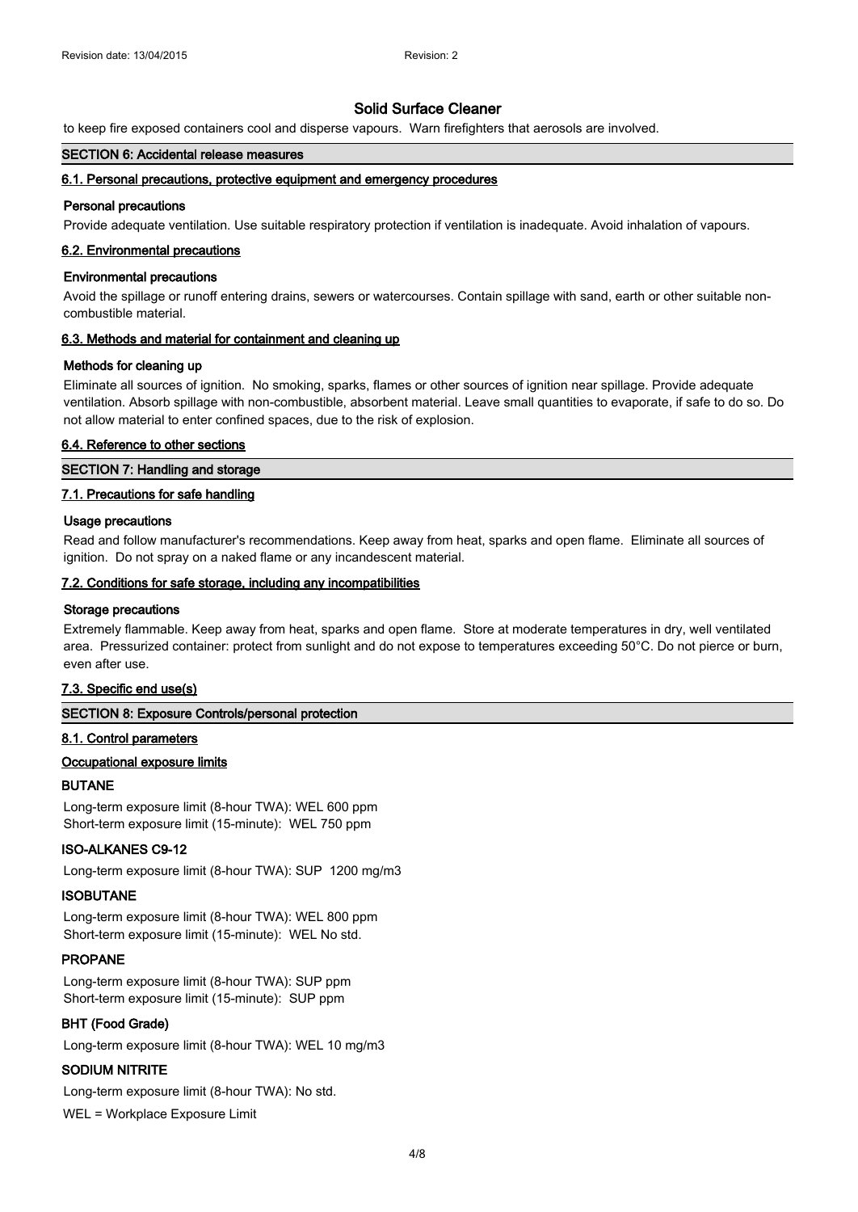to keep fire exposed containers cool and disperse vapours. Warn firefighters that aerosols are involved.

## SECTION 6: Accidental release measures

### 6.1. Personal precautions, protective equipment and emergency procedures

**Personal precautions**

Provide adequate ventilation. Use suitable respiratory protection if ventilation is inadequate. Avoid inhalation of vapours.

### 6.2. Environmental precautions

**Environmental precautions**

Avoid the spillage or runoff entering drains, sewers or watercourses. Contain spillage with sand, earth or other suitable non-combustible material.

### 6.3. Methods and material for containment and cleaning up

**Methods for cleaning up**

Eliminate all sources of ignition. No smoking, sparks, flames or other sources of ignition near spillage. Provide adequate ventilation. Absorb spillage with non-combustible, absorbent material. Leave small quantities to evaporate, if safe to do so. Do not allow material to enter confined spaces, due to the risk of explosion.

### 6.4. Reference to other sections

## SECTION 7: Handling and storage

### 7.1. Precautions for safe handling

**Usage precautions**

Read and follow manufacturer's recommendations. Keep away from heat, sparks and open flame. Eliminate all sources of ignition. Do not spray on a naked flame or any incandescent material.

### 7.2. Conditions for safe storage, including any incompatibilities

**Storage precautions**

Extremely flammable. Keep away from heat, sparks and open flame. Store at moderate temperatures in dry, well ventilated area. Pressurized container: protect from sunlight and do not expose to temperatures exceeding 50°C. Do not pierce or burn, even after use.

### 7.3. Specific end use(s)

## SECTION 8: Exposure Controls/personal protection

### 8.1. Control parameters

**Occupational exposure limits**

**BUTANE**

Long-term exposure limit (8-hour TWA): WEL 600 ppm
Short-term exposure limit (15-minute): WEL 750 ppm

**ISO-ALKANES C9-12**

Long-term exposure limit (8-hour TWA): SUP 1200 mg/m3

**ISOBUTANE**

Long-term exposure limit (8-hour TWA): WEL 800 ppm
Short-term exposure limit (15-minute): WEL No std.

**PROPANE**

Long-term exposure limit (8-hour TWA): SUP ppm
Short-term exposure limit (15-minute): SUP ppm

**BHT (Food Grade)**

Long-term exposure limit (8-hour TWA): WEL 10 mg/m3

**SODIUM NITRITE**

Long-term exposure limit (8-hour TWA): No std.

WEL = Workplace Exposure Limit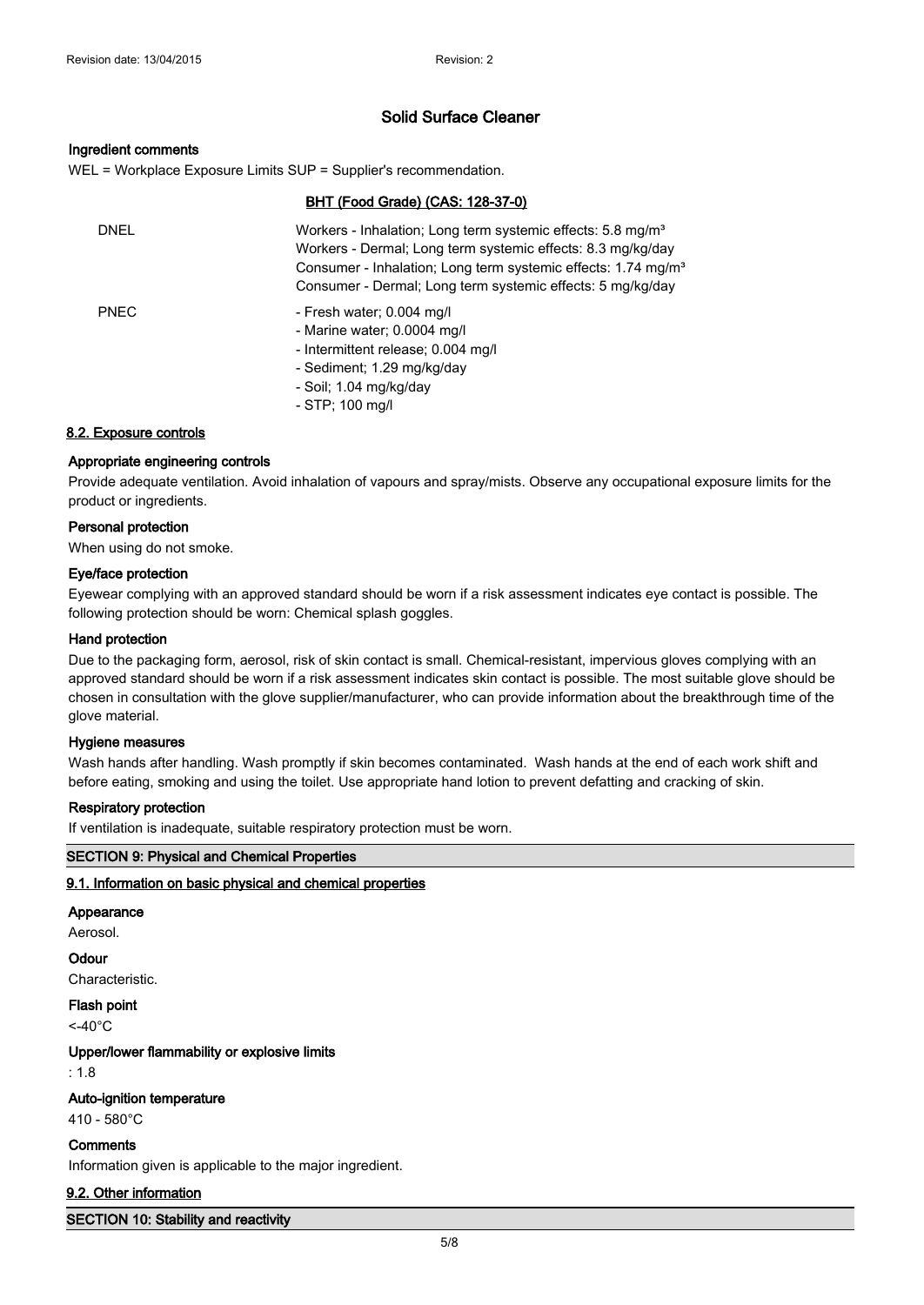### Ingredient comments

WEL = Workplace Exposure Limits SUP = Supplier's recommendation.

**BHT (Food Grade) (CAS: 128-37-0)**

| | |
|---|---|
| DNEL | Workers - Inhalation; Long term systemic effects: 5.8 mg/m³<br>Workers - Dermal; Long term systemic effects: 8.3 mg/kg/day<br>Consumer - Inhalation; Long term systemic effects: 1.74 mg/m³<br>Consumer - Dermal; Long term systemic effects: 5 mg/kg/day |
| PNEC | - Fresh water; 0.004 mg/l<br>- Marine water; 0.0004 mg/l<br>- Intermittent release; 0.004 mg/l<br>- Sediment; 1.29 mg/kg/day<br>- Soil; 1.04 mg/kg/day<br>- STP; 100 mg/l |

## 8.2. Exposure controls

### Appropriate engineering controls

Provide adequate ventilation. Avoid inhalation of vapours and spray/mists. Observe any occupational exposure limits for the product or ingredients.

### Personal protection

When using do not smoke.

### Eye/face protection

Eyewear complying with an approved standard should be worn if a risk assessment indicates eye contact is possible. The following protection should be worn: Chemical splash goggles.

### Hand protection

Due to the packaging form, aerosol, risk of skin contact is small. Chemical-resistant, impervious gloves complying with an approved standard should be worn if a risk assessment indicates skin contact is possible. The most suitable glove should be chosen in consultation with the glove supplier/manufacturer, who can provide information about the breakthrough time of the glove material.

### Hygiene measures

Wash hands after handling. Wash promptly if skin becomes contaminated. Wash hands at the end of each work shift and before eating, smoking and using the toilet. Use appropriate hand lotion to prevent defatting and cracking of skin.

### Respiratory protection

If ventilation is inadequate, suitable respiratory protection must be worn.

## SECTION 9: Physical and Chemical Properties

## 9.1. Information on basic physical and chemical properties

### Appearance

Aerosol.

### Odour

Characteristic.

### Flash point

<-40°C

### Upper/lower flammability or explosive limits

: 1.8

### Auto-ignition temperature

410 - 580°C

### Comments

Information given is applicable to the major ingredient.

## 9.2. Other information

## SECTION 10: Stability and reactivity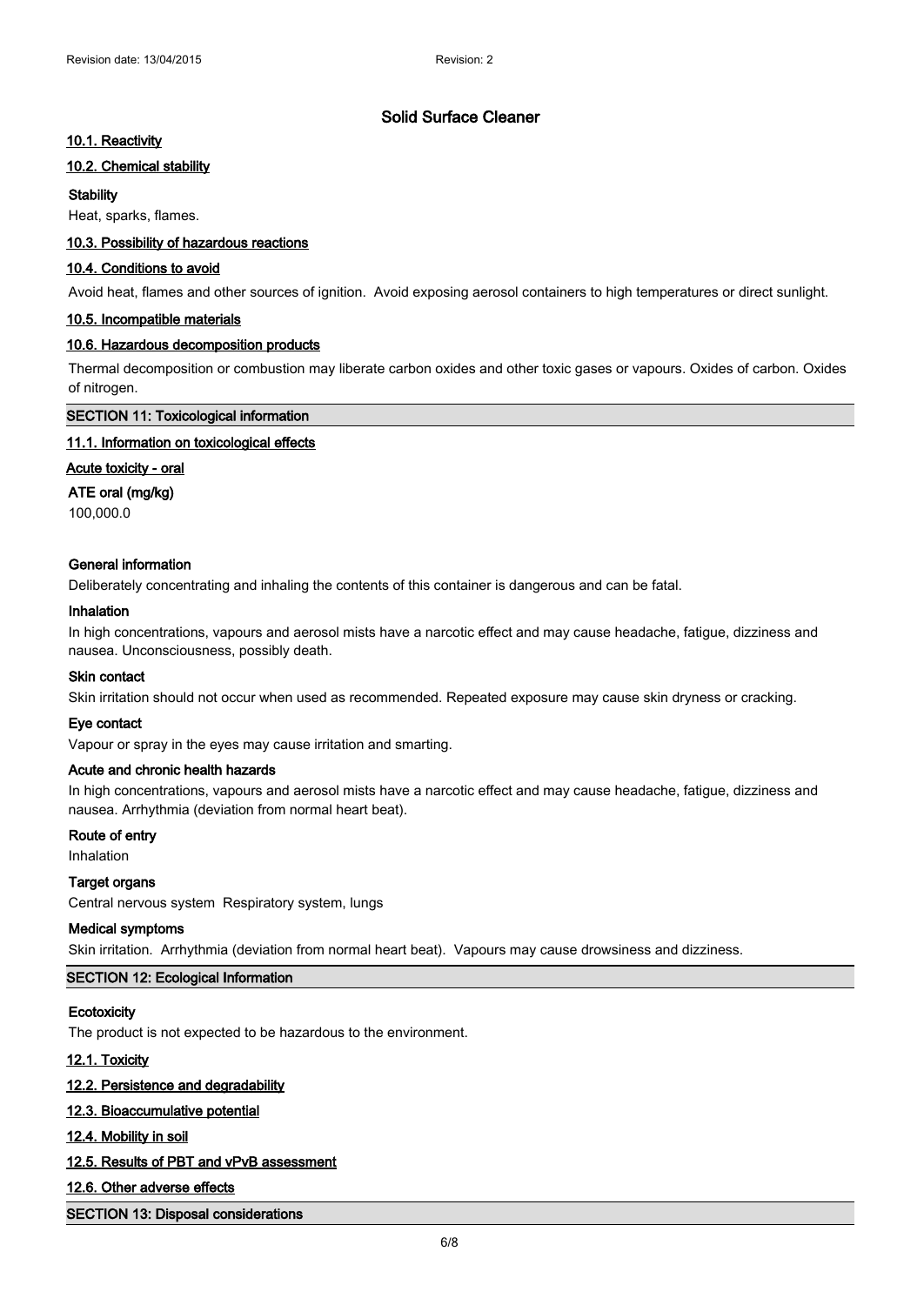# Solid Surface Cleaner

### 10.1. Reactivity

### 10.2. Chemical stability

**Stability**

Heat, sparks, flames.

### 10.3. Possibility of hazardous reactions

### 10.4. Conditions to avoid

Avoid heat, flames and other sources of ignition. Avoid exposing aerosol containers to high temperatures or direct sunlight.

### 10.5. Incompatible materials

### 10.6. Hazardous decomposition products

Thermal decomposition or combustion may liberate carbon oxides and other toxic gases or vapours. Oxides of carbon. Oxides of nitrogen.

## SECTION 11: Toxicological information

### 11.1. Information on toxicological effects

**Acute toxicity - oral**

**ATE oral (mg/kg)**

100,000.0

**General information**

Deliberately concentrating and inhaling the contents of this container is dangerous and can be fatal.

**Inhalation**

In high concentrations, vapours and aerosol mists have a narcotic effect and may cause headache, fatigue, dizziness and nausea. Unconsciousness, possibly death.

**Skin contact**

Skin irritation should not occur when used as recommended. Repeated exposure may cause skin dryness or cracking.

**Eye contact**

Vapour or spray in the eyes may cause irritation and smarting.

**Acute and chronic health hazards**

In high concentrations, vapours and aerosol mists have a narcotic effect and may cause headache, fatigue, dizziness and nausea. Arrhythmia (deviation from normal heart beat).

**Route of entry**

Inhalation

**Target organs**

Central nervous system Respiratory system, lungs

**Medical symptoms**

Skin irritation. Arrhythmia (deviation from normal heart beat). Vapours may cause drowsiness and dizziness.

## SECTION 12: Ecological Information

**Ecotoxicity**

The product is not expected to be hazardous to the environment.

### 12.1. Toxicity

### 12.2. Persistence and degradability

### 12.3. Bioaccumulative potential

### 12.4. Mobility in soil

### 12.5. Results of PBT and vPvB assessment

### 12.6. Other adverse effects

## SECTION 13: Disposal considerations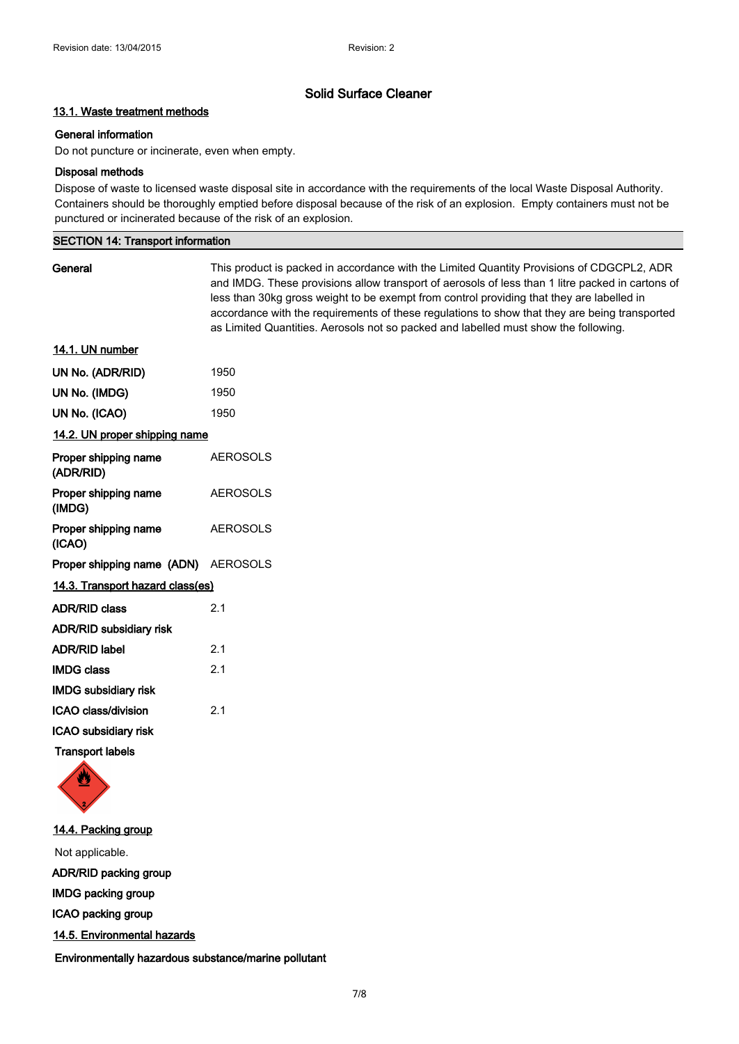Revision date: 13/04/2015 Revision: 2

## Solid Surface Cleaner

### 13.1. Waste treatment methods

**General information**

Do not puncture or incinerate, even when empty.

**Disposal methods**

Dispose of waste to licensed waste disposal site in accordance with the requirements of the local Waste Disposal Authority. Containers should be thoroughly emptied before disposal because of the risk of an explosion. Empty containers must not be punctured or incinerated because of the risk of an explosion.

## SECTION 14: Transport information

**General**

This product is packed in accordance with the Limited Quantity Provisions of CDGCPL2, ADR and IMDG. These provisions allow transport of aerosols of less than 1 litre packed in cartons of less than 30kg gross weight to be exempt from control providing that they are labelled in accordance with the requirements of these regulations to show that they are being transported as Limited Quantities. Aerosols not so packed and labelled must show the following.

### 14.1. UN number

| | |
|---|---|
| **UN No. (ADR/RID)** | 1950 |
| **UN No. (IMDG)** | 1950 |
| **UN No. (ICAO)** | 1950 |

### 14.2. UN proper shipping name

| | |
|---|---|
| **Proper shipping name (ADR/RID)** | AEROSOLS |
| **Proper shipping name (IMDG)** | AEROSOLS |
| **Proper shipping name (ICAO)** | AEROSOLS |
| **Proper shipping name (ADN)** | AEROSOLS |

### 14.3. Transport hazard class(es)

| | |
|---|---|
| **ADR/RID class** | 2.1 |
| **ADR/RID subsidiary risk** | |
| **ADR/RID label** | 2.1 |
| **IMDG class** | 2.1 |
| **IMDG subsidiary risk** | |
| **ICAO class/division** | 2.1 |
| **ICAO subsidiary risk** | |

**Transport labels**

### 14.4. Packing group

Not applicable.

**ADR/RID packing group**

**IMDG packing group**

**ICAO packing group**

### 14.5. Environmental hazards

**Environmentally hazardous substance/marine pollutant**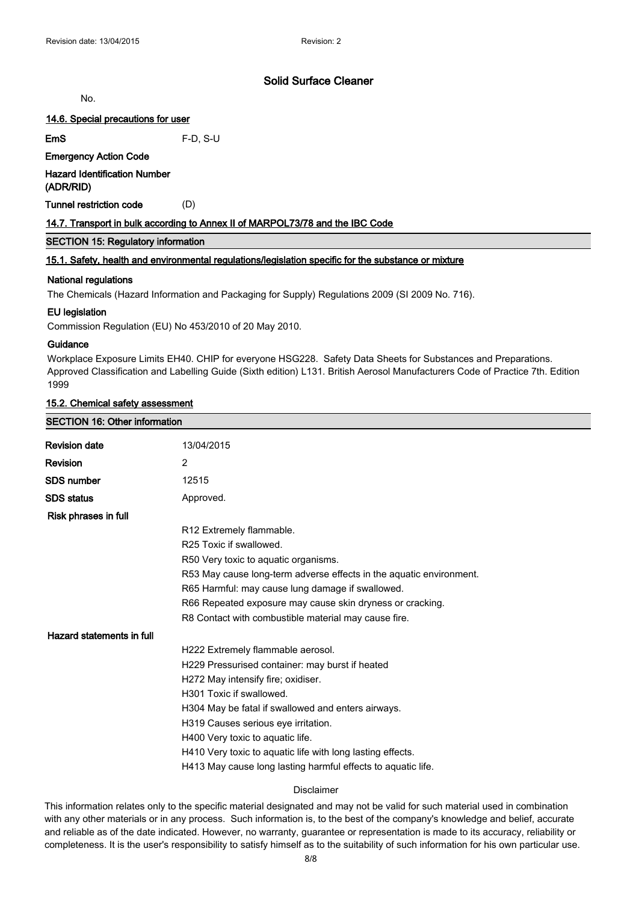No.

### 14.6. Special precautions for user

**EmS** F-D, S-U

**Emergency Action Code**

**Hazard Identification Number (ADR/RID)**

**Tunnel restriction code** (D)

### 14.7. Transport in bulk according to Annex II of MARPOL73/78 and the IBC Code

## SECTION 15: Regulatory information

### 15.1. Safety, health and environmental regulations/legislation specific for the substance or mixture

**National regulations**

The Chemicals (Hazard Information and Packaging for Supply) Regulations 2009 (SI 2009 No. 716).

**EU legislation**

Commission Regulation (EU) No 453/2010 of 20 May 2010.

**Guidance**

Workplace Exposure Limits EH40. CHIP for everyone HSG228. Safety Data Sheets for Substances and Preparations. Approved Classification and Labelling Guide (Sixth edition) L131. British Aerosol Manufacturers Code of Practice 7th. Edition 1999

### 15.2. Chemical safety assessment

## SECTION 16: Other information

| | |
|---|---|
| **Revision date** | 13/04/2015 |
| **Revision** | 2 |
| **SDS number** | 12515 |
| **SDS status** | Approved. |

**Risk phrases in full**

R12 Extremely flammable.
R25 Toxic if swallowed.
R50 Very toxic to aquatic organisms.
R53 May cause long-term adverse effects in the aquatic environment.
R65 Harmful: may cause lung damage if swallowed.
R66 Repeated exposure may cause skin dryness or cracking.
R8 Contact with combustible material may cause fire.

**Hazard statements in full**

H222 Extremely flammable aerosol.
H229 Pressurised container: may burst if heated
H272 May intensify fire; oxidiser.
H301 Toxic if swallowed.
H304 May be fatal if swallowed and enters airways.
H319 Causes serious eye irritation.
H400 Very toxic to aquatic life.
H410 Very toxic to aquatic life with long lasting effects.
H413 May cause long lasting harmful effects to aquatic life.

Disclaimer

This information relates only to the specific material designated and may not be valid for such material used in combination with any other materials or in any process. Such information is, to the best of the company's knowledge and belief, accurate and reliable as of the date indicated. However, no warranty, guarantee or representation is made to its accuracy, reliability or completeness. It is the user's responsibility to satisfy himself as to the suitability of such information for his own particular use.